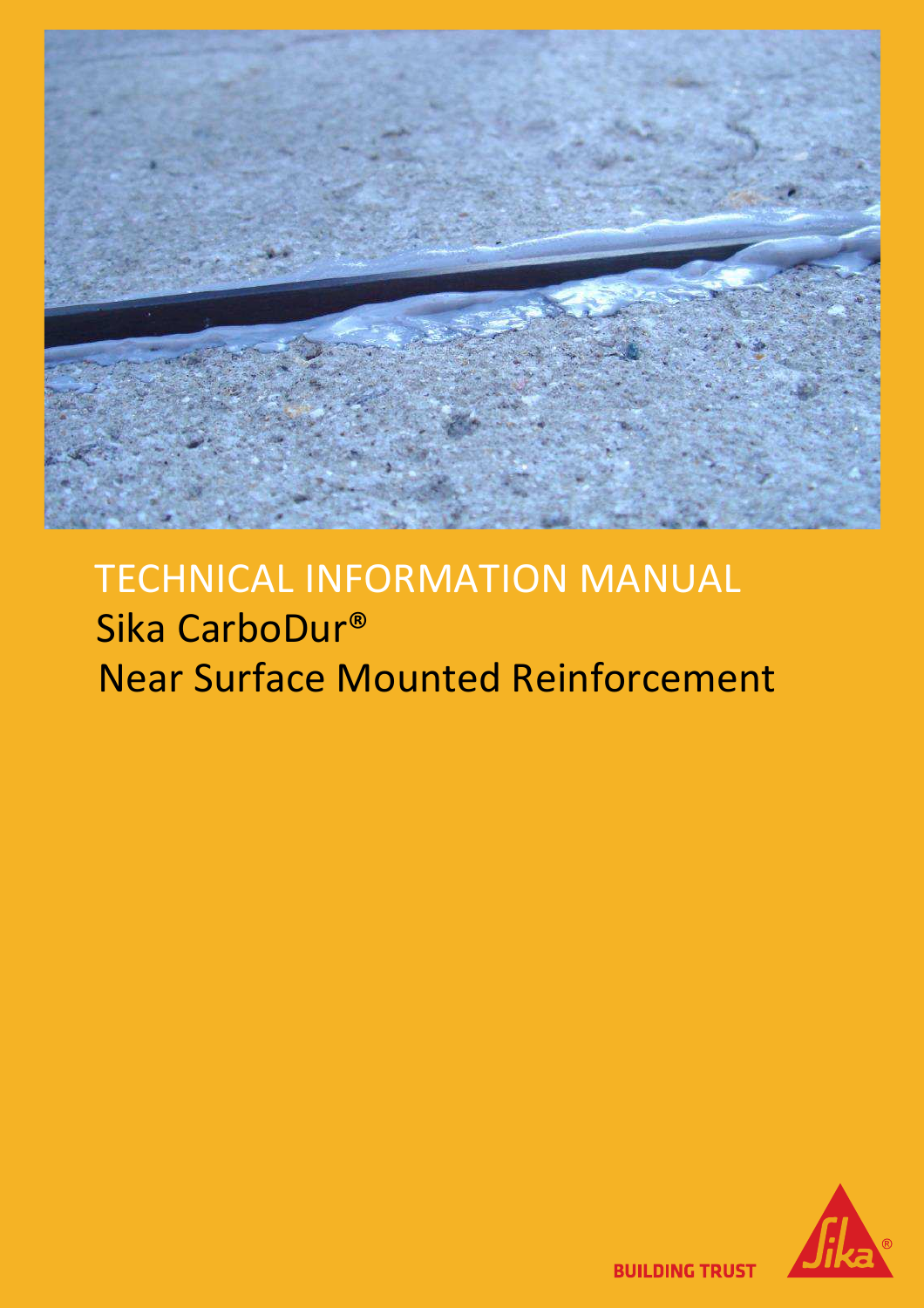# TECHNICAL INFORMATION MANUAL

## Sika CarboDur®

## Near Surface Mounted Reinforcement

BUILDING TRUST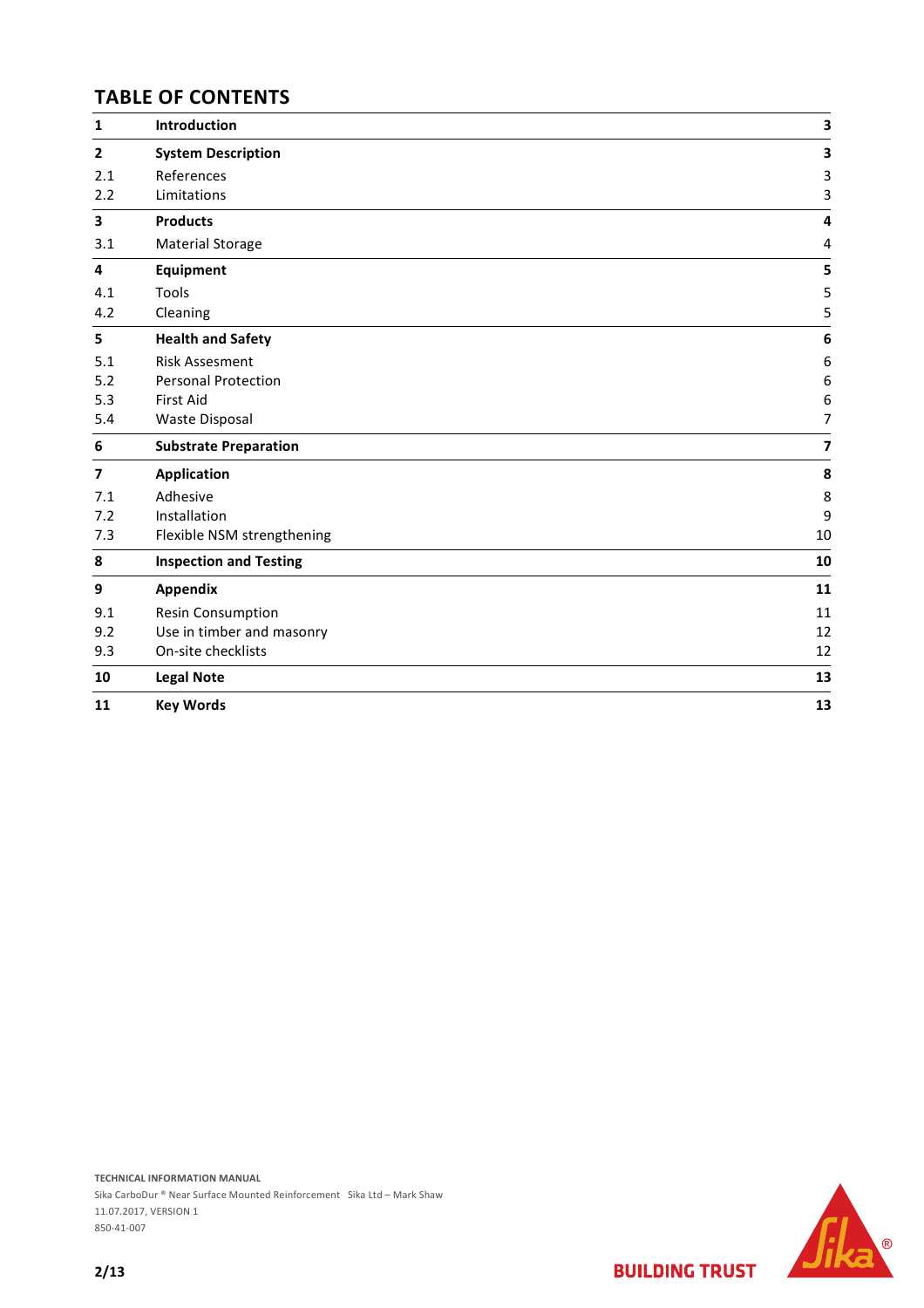## TABLE OF CONTENTS

| | | |
|---|---|---|
| **1** | **Introduction** | **3** |
| **2** | **System Description** | **3** |
| 2.1 | References | 3 |
| 2.2 | Limitations | 3 |
| **3** | **Products** | **4** |
| 3.1 | Material Storage | 4 |
| **4** | **Equipment** | **5** |
| 4.1 | Tools | 5 |
| 4.2 | Cleaning | 5 |
| **5** | **Health and Safety** | **6** |
| 5.1 | Risk Assesment | 6 |
| 5.2 | Personal Protection | 6 |
| 5.3 | First Aid | 6 |
| 5.4 | Waste Disposal | 7 |
| **6** | **Substrate Preparation** | **7** |
| **7** | **Application** | **8** |
| 7.1 | Adhesive | 8 |
| 7.2 | Installation | 9 |
| 7.3 | Flexible NSM strengthening | 10 |
| **8** | **Inspection and Testing** | **10** |
| **9** | **Appendix** | **11** |
| 9.1 | Resin Consumption | 11 |
| 9.2 | Use in timber and masonry | 12 |
| 9.3 | On-site checklists | 12 |
| **10** | **Legal Note** | **13** |
| **11** | **Key Words** | **13** |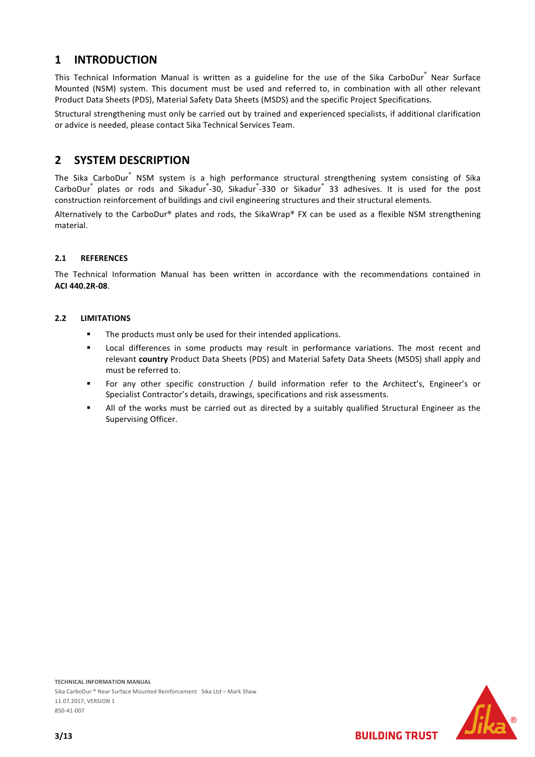# 1 INTRODUCTION

This Technical Information Manual is written as a guideline for the use of the Sika CarboDur® Near Surface Mounted (NSM) system. This document must be used and referred to, in combination with all other relevant Product Data Sheets (PDS), Material Safety Data Sheets (MSDS) and the specific Project Specifications.

Structural strengthening must only be carried out by trained and experienced specialists, if additional clarification or advice is needed, please contact Sika Technical Services Team.

# 2 SYSTEM DESCRIPTION

The Sika CarboDur® NSM system is a high performance structural strengthening system consisting of Sika CarboDur® plates or rods and Sikadur®-30, Sikadur®-330 or Sikadur® 33 adhesives. It is used for the post construction reinforcement of buildings and civil engineering structures and their structural elements.

Alternatively to the CarboDur® plates and rods, the SikaWrap® FX can be used as a flexible NSM strengthening material.

## 2.1 REFERENCES

The Technical Information Manual has been written in accordance with the recommendations contained in **ACI 440.2R-08**.

## 2.2 LIMITATIONS

- The products must only be used for their intended applications.
- Local differences in some products may result in performance variations. The most recent and relevant **country** Product Data Sheets (PDS) and Material Safety Data Sheets (MSDS) shall apply and must be referred to.
- For any other specific construction / build information refer to the Architect's, Engineer's or Specialist Contractor's details, drawings, specifications and risk assessments.
- All of the works must be carried out as directed by a suitably qualified Structural Engineer as the Supervising Officer.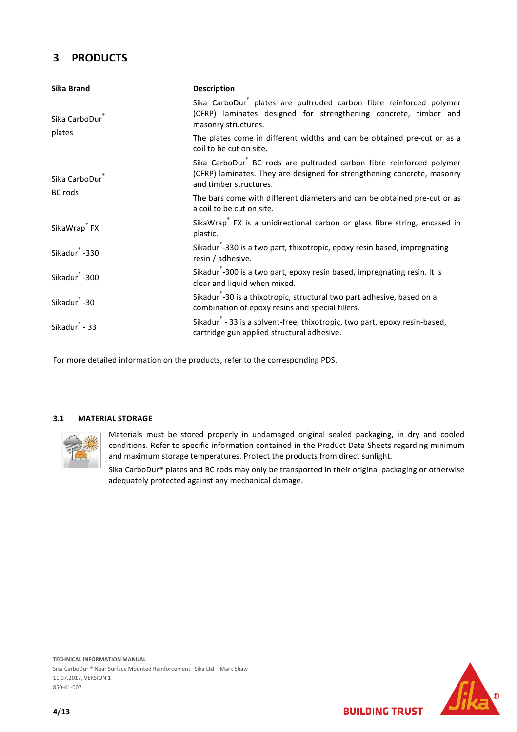# 3 PRODUCTS

| Sika Brand | Description |
|---|---|
| Sika CarboDur® plates | Sika CarboDur® plates are pultruded carbon fibre reinforced polymer (CFRP) laminates designed for strengthening concrete, timber and masonry structures.<br>The plates come in different widths and can be obtained pre-cut or as a coil to be cut on site. |
| Sika CarboDur® BC rods | Sika CarboDur® BC rods are pultruded carbon fibre reinforced polymer (CFRP) laminates. They are designed for strengthening concrete, masonry and timber structures.<br>The bars come with different diameters and can be obtained pre-cut or as a coil to be cut on site. |
| SikaWrap® FX | SikaWrap® FX is a unidirectional carbon or glass fibre string, encased in plastic. |
| Sikadur® -330 | Sikadur®-330 is a two part, thixotropic, epoxy resin based, impregnating resin / adhesive. |
| Sikadur® -300 | Sikadur®-300 is a two part, epoxy resin based, impregnating resin. It is clear and liquid when mixed. |
| Sikadur® -30 | Sikadur®-30 is a thixotropic, structural two part adhesive, based on a combination of epoxy resins and special fillers. |
| Sikadur® - 33 | Sikadur® - 33 is a solvent-free, thixotropic, two part, epoxy resin-based, cartridge gun applied structural adhesive. |

For more detailed information on the products, refer to the corresponding PDS.

## 3.1 MATERIAL STORAGE

Materials must be stored properly in undamaged original sealed packaging, in dry and cooled conditions. Refer to specific information contained in the Product Data Sheets regarding minimum and maximum storage temperatures. Protect the products from direct sunlight.

Sika CarboDur® plates and BC rods may only be transported in their original packaging or otherwise adequately protected against any mechanical damage.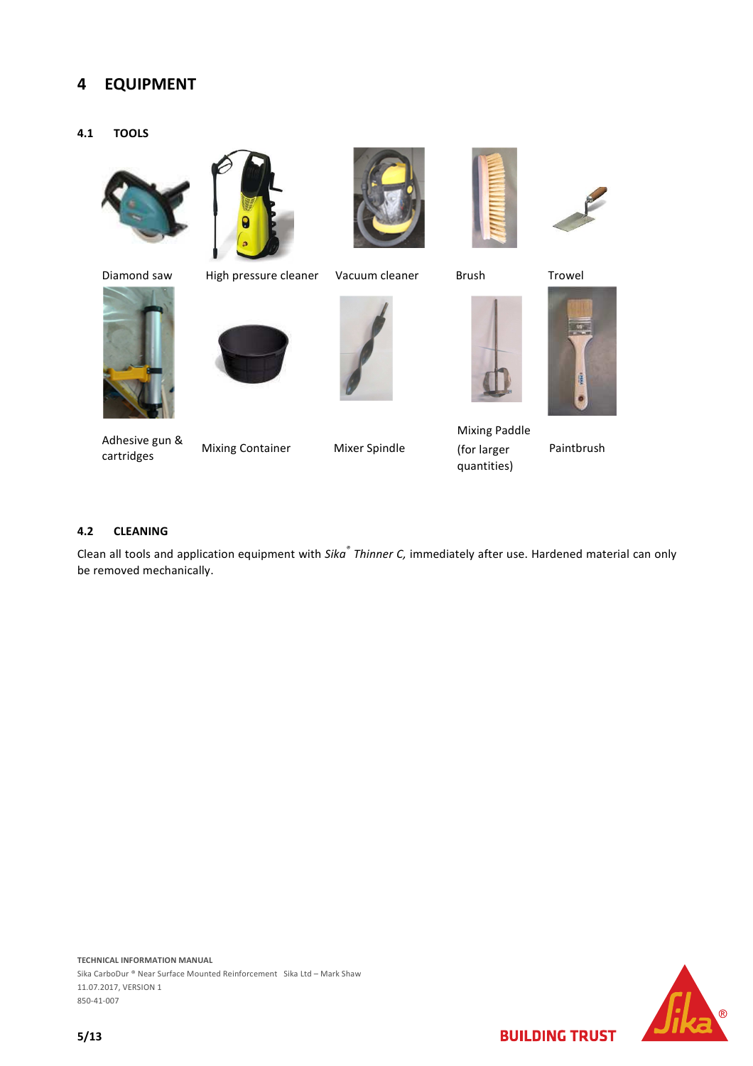# 4 EQUIPMENT

## 4.1 TOOLS

Diamond saw

High pressure cleaner

Vacuum cleaner

Brush

Trowel

Adhesive gun & cartridges

Mixing Container

Mixer Spindle

Mixing Paddle (for larger quantities)

Paintbrush

## 4.2 CLEANING

Clean all tools and application equipment with *Sika® Thinner C,* immediately after use. Hardened material can only be removed mechanically.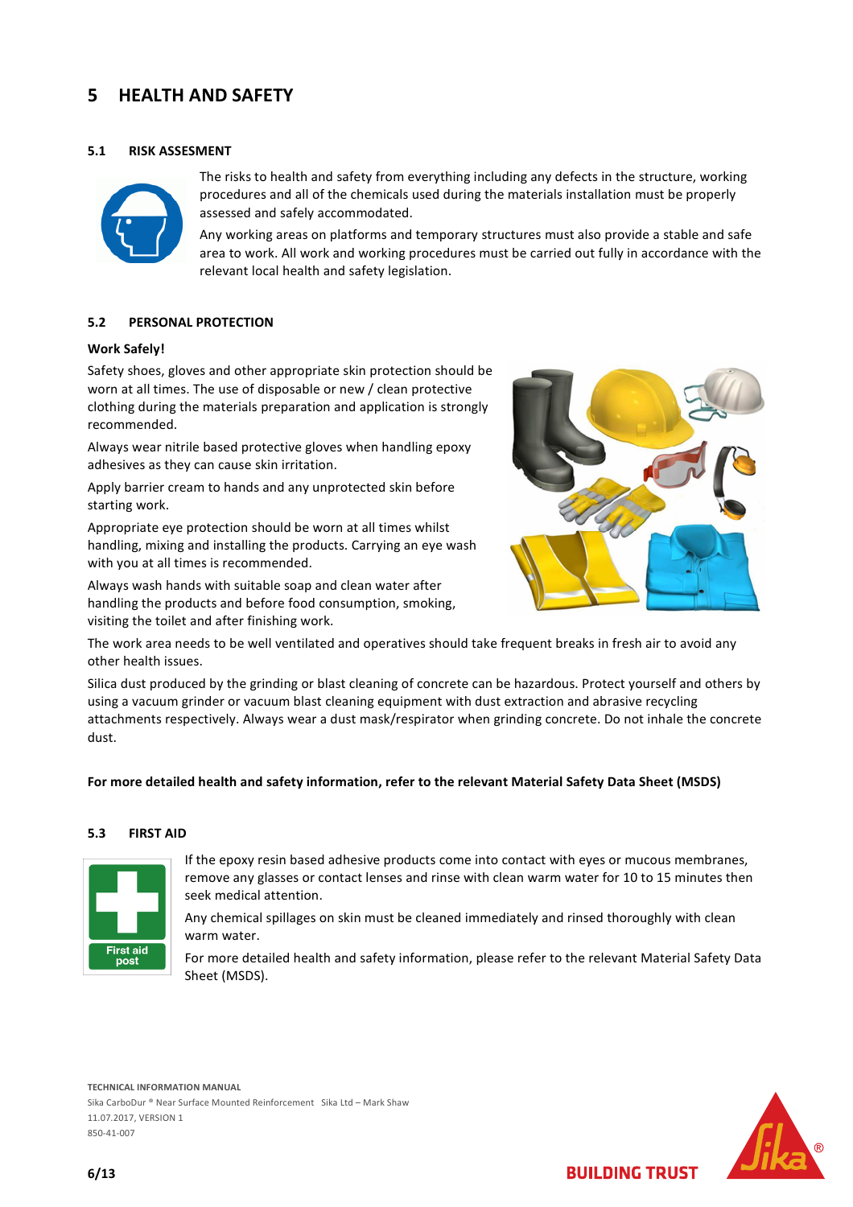# 5 HEALTH AND SAFETY

## 5.1 RISK ASSESMENT

The risks to health and safety from everything including any defects in the structure, working procedures and all of the chemicals used during the materials installation must be properly assessed and safely accommodated.

Any working areas on platforms and temporary structures must also provide a stable and safe area to work. All work and working procedures must be carried out fully in accordance with the relevant local health and safety legislation.

## 5.2 PERSONAL PROTECTION

**Work Safely!**

Safety shoes, gloves and other appropriate skin protection should be worn at all times. The use of disposable or new / clean protective clothing during the materials preparation and application is strongly recommended.

Always wear nitrile based protective gloves when handling epoxy adhesives as they can cause skin irritation.

Apply barrier cream to hands and any unprotected skin before starting work.

Appropriate eye protection should be worn at all times whilst handling, mixing and installing the products. Carrying an eye wash with you at all times is recommended.

Always wash hands with suitable soap and clean water after handling the products and before food consumption, smoking, visiting the toilet and after finishing work.

The work area needs to be well ventilated and operatives should take frequent breaks in fresh air to avoid any other health issues.

Silica dust produced by the grinding or blast cleaning of concrete can be hazardous. Protect yourself and others by using a vacuum grinder or vacuum blast cleaning equipment with dust extraction and abrasive recycling attachments respectively. Always wear a dust mask/respirator when grinding concrete. Do not inhale the concrete dust.

**For more detailed health and safety information, refer to the relevant Material Safety Data Sheet (MSDS)**

## 5.3 FIRST AID

If the epoxy resin based adhesive products come into contact with eyes or mucous membranes, remove any glasses or contact lenses and rinse with clean warm water for 10 to 15 minutes then seek medical attention.

Any chemical spillages on skin must be cleaned immediately and rinsed thoroughly with clean warm water.

For more detailed health and safety information, please refer to the relevant Material Safety Data Sheet (MSDS).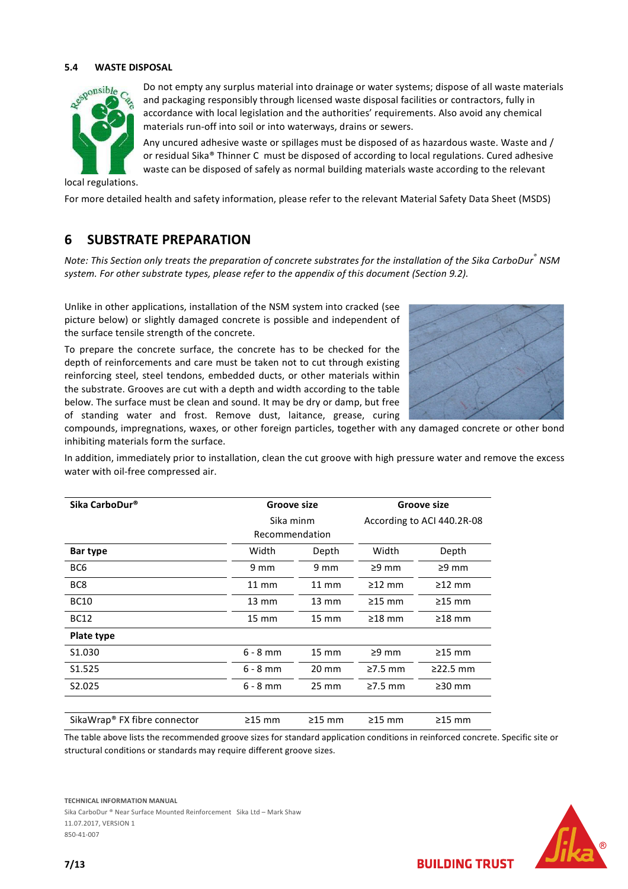### 5.4 WASTE DISPOSAL

Do not empty any surplus material into drainage or water systems; dispose of all waste materials and packaging responsibly through licensed waste disposal facilities or contractors, fully in accordance with local legislation and the authorities' requirements. Also avoid any chemical materials run-off into soil or into waterways, drains or sewers.

Any uncured adhesive waste or spillages must be disposed of as hazardous waste. Waste and / or residual Sika® Thinner C must be disposed of according to local regulations. Cured adhesive waste can be disposed of safely as normal building materials waste according to the relevant local regulations.

For more detailed health and safety information, please refer to the relevant Material Safety Data Sheet (MSDS)

## 6 SUBSTRATE PREPARATION

*Note: This Section only treats the preparation of concrete substrates for the installation of the Sika CarboDur® NSM system. For other substrate types, please refer to the appendix of this document (Section 9.2).*

Unlike in other applications, installation of the NSM system into cracked (see picture below) or slightly damaged concrete is possible and independent of the surface tensile strength of the concrete.

To prepare the concrete surface, the concrete has to be checked for the depth of reinforcements and care must be taken not to cut through existing reinforcing steel, steel tendons, embedded ducts, or other materials within the substrate. Grooves are cut with a depth and width according to the table below. The surface must be clean and sound. It may be dry or damp, but free of standing water and frost. Remove dust, laitance, grease, curing compounds, impregnations, waxes, or other foreign particles, together with any damaged concrete or other bond inhibiting materials form the surface.

In addition, immediately prior to installation, clean the cut groove with high pressure water and remove the excess water with oil-free compressed air.

| **Sika CarboDur®** | **Groove size** Sika minm Recommendation | | **Groove size** According to ACI 440.2R-08 | |
|---|---|---|---|---|
| **Bar type** | Width | Depth | Width | Depth |
| BC6 | 9 mm | 9 mm | ≥9 mm | ≥9 mm |
| BC8 | 11 mm | 11 mm | ≥12 mm | ≥12 mm |
| BC10 | 13 mm | 13 mm | ≥15 mm | ≥15 mm |
| BC12 | 15 mm | 15 mm | ≥18 mm | ≥18 mm |
| **Plate type** | | | | |
| S1.030 | 6 - 8 mm | 15 mm | ≥9 mm | ≥15 mm |
| S1.525 | 6 - 8 mm | 20 mm | ≥7.5 mm | ≥22.5 mm |
| S2.025 | 6 - 8 mm | 25 mm | ≥7.5 mm | ≥30 mm |
| SikaWrap® FX fibre connector | ≥15 mm | ≥15 mm | ≥15 mm | ≥15 mm |

The table above lists the recommended groove sizes for standard application conditions in reinforced concrete. Specific site or structural conditions or standards may require different groove sizes.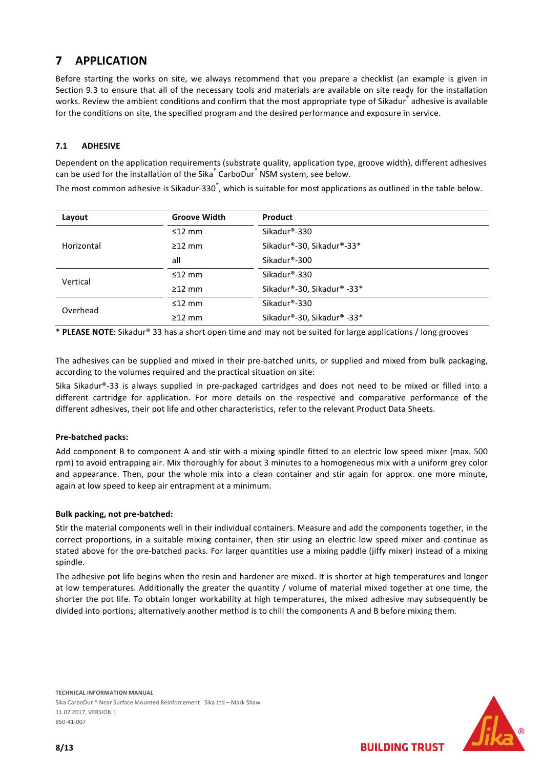# 7 APPLICATION

Before starting the works on site, we always recommend that you prepare a checklist (an example is given in Section 9.3 to ensure that all of the necessary tools and materials are available on site ready for the installation works. Review the ambient conditions and confirm that the most appropriate type of Sikadur® adhesive is available for the conditions on site, the specified program and the desired performance and exposure in service.

## 7.1 ADHESIVE

Dependent on the application requirements (substrate quality, application type, groove width), different adhesives can be used for the installation of the Sika® CarboDur® NSM system, see below.

The most common adhesive is Sikadur-330®, which is suitable for most applications as outlined in the table below.

| Layout | Groove Width | Product |
|---|---|---|
| Horizontal | ≤12 mm | Sikadur®-330 |
| | ≥12 mm | Sikadur®-30, Sikadur®-33* |
| | all | Sikadur®-300 |
| Vertical | ≤12 mm | Sikadur®-330 |
| | ≥12 mm | Sikadur®-30, Sikadur® -33* |
| Overhead | ≤12 mm | Sikadur®-330 |
| | ≥12 mm | Sikadur®-30, Sikadur® -33* |

* **PLEASE NOTE**: Sikadur® 33 has a short open time and may not be suited for large applications / long grooves

The adhesives can be supplied and mixed in their pre-batched units, or supplied and mixed from bulk packaging, according to the volumes required and the practical situation on site:

Sika Sikadur®-33 is always supplied in pre-packaged cartridges and does not need to be mixed or filled into a different cartridge for application. For more details on the respective and comparative performance of the different adhesives, their pot life and other characteristics, refer to the relevant Product Data Sheets.

**Pre-batched packs:**

Add component B to component A and stir with a mixing spindle fitted to an electric low speed mixer (max. 500 rpm) to avoid entrapping air. Mix thoroughly for about 3 minutes to a homogeneous mix with a uniform grey color and appearance. Then, pour the whole mix into a clean container and stir again for approx. one more minute, again at low speed to keep air entrapment at a minimum.

**Bulk packing, not pre-batched:**

Stir the material components well in their individual containers. Measure and add the components together, in the correct proportions, in a suitable mixing container, then stir using an electric low speed mixer and continue as stated above for the pre-batched packs. For larger quantities use a mixing paddle (jiffy mixer) instead of a mixing spindle.

The adhesive pot life begins when the resin and hardener are mixed. It is shorter at high temperatures and longer at low temperatures. Additionally the greater the quantity / volume of material mixed together at one time, the shorter the pot life. To obtain longer workability at high temperatures, the mixed adhesive may subsequently be divided into portions; alternatively another method is to chill the components A and B before mixing them.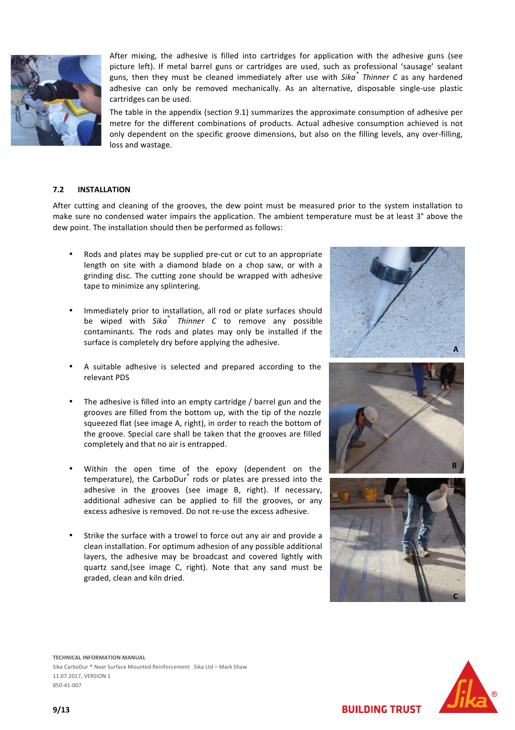After mixing, the adhesive is filled into cartridges for application with the adhesive guns (see picture left). If metal barrel guns or cartridges are used, such as professional 'sausage' sealant guns, then they must be cleaned immediately after use with *Sika® Thinner C* as any hardened adhesive can only be removed mechanically. As an alternative, disposable single-use plastic cartridges can be used.

The table in the appendix (section 9.1) summarizes the approximate consumption of adhesive per metre for the different combinations of products. Actual adhesive consumption achieved is not only dependent on the specific groove dimensions, but also on the filling levels, any over-filling, loss and wastage.

## 7.2 INSTALLATION

After cutting and cleaning of the grooves, the dew point must be measured prior to the system installation to make sure no condensed water impairs the application. The ambient temperature must be at least 3° above the dew point. The installation should then be performed as follows:

- Rods and plates may be supplied pre-cut or cut to an appropriate length on site with a diamond blade on a chop saw, or with a grinding disc. The cutting zone should be wrapped with adhesive tape to minimize any splintering.
- Immediately prior to installation, all rod or plate surfaces should be wiped with *Sika® Thinner C* to remove any possible contaminants. The rods and plates may only be installed if the surface is completely dry before applying the adhesive.
- A suitable adhesive is selected and prepared according to the relevant PDS
- The adhesive is filled into an empty cartridge / barrel gun and the grooves are filled from the bottom up, with the tip of the nozzle squeezed flat (see image A, right), in order to reach the bottom of the groove. Special care shall be taken that the grooves are filled completely and that no air is entrapped.
- Within the open time of the epoxy (dependent on the temperature), the CarboDur® rods or plates are pressed into the adhesive in the grooves (see image B, right). If necessary, additional adhesive can be applied to fill the grooves, or any excess adhesive is removed. Do not re-use the excess adhesive.
- Strike the surface with a trowel to force out any air and provide a clean installation. For optimum adhesion of any possible additional layers, the adhesive may be broadcast and covered lightly with quartz sand,(see image C, right). Note that any sand must be graded, clean and kiln dried.

A

B

C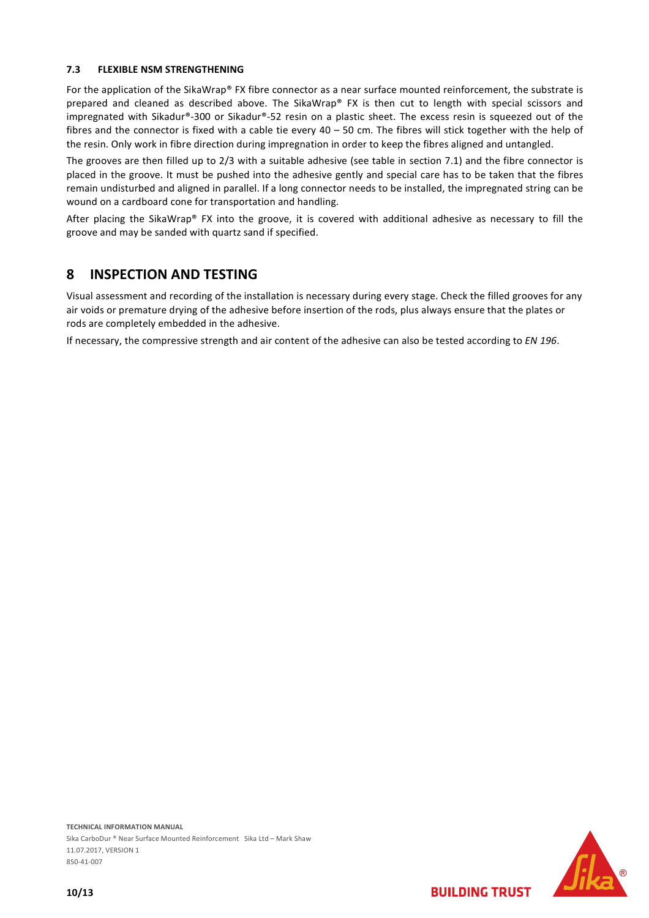### 7.3 FLEXIBLE NSM STRENGTHENING

For the application of the SikaWrap® FX fibre connector as a near surface mounted reinforcement, the substrate is prepared and cleaned as described above. The SikaWrap® FX is then cut to length with special scissors and impregnated with Sikadur®-300 or Sikadur®-52 resin on a plastic sheet. The excess resin is squeezed out of the fibres and the connector is fixed with a cable tie every 40 – 50 cm. The fibres will stick together with the help of the resin. Only work in fibre direction during impregnation in order to keep the fibres aligned and untangled.

The grooves are then filled up to 2/3 with a suitable adhesive (see table in section 7.1) and the fibre connector is placed in the groove. It must be pushed into the adhesive gently and special care has to be taken that the fibres remain undisturbed and aligned in parallel. If a long connector needs to be installed, the impregnated string can be wound on a cardboard cone for transportation and handling.

After placing the SikaWrap® FX into the groove, it is covered with additional adhesive as necessary to fill the groove and may be sanded with quartz sand if specified.

## 8 INSPECTION AND TESTING

Visual assessment and recording of the installation is necessary during every stage. Check the filled grooves for any air voids or premature drying of the adhesive before insertion of the rods, plus always ensure that the plates or rods are completely embedded in the adhesive.

If necessary, the compressive strength and air content of the adhesive can also be tested according to *EN 196*.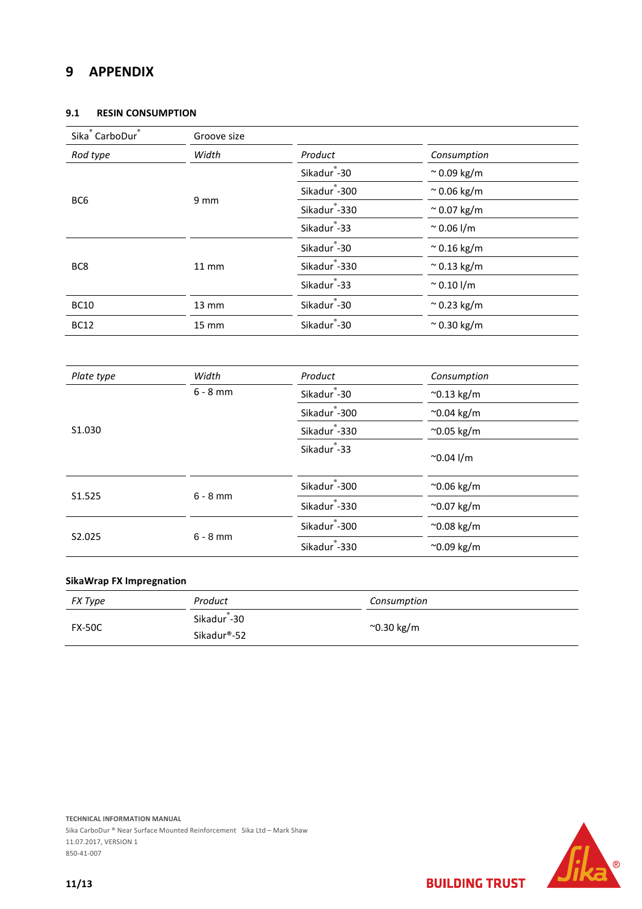# 9 APPENDIX

## 9.1 RESIN CONSUMPTION

| Sika® CarboDur® | Groove size | | |
|---|---|---|---|
| *Rod type* | *Width* | *Product* | *Consumption* |
| BC6 | 9 mm | Sikadur®-30 | ~ 0.09 kg/m |
| | | Sikadur®-300 | ~ 0.06 kg/m |
| | | Sikadur®-330 | ~ 0.07 kg/m |
| | | Sikadur®-33 | ~ 0.06 l/m |
| BC8 | 11 mm | Sikadur®-30 | ~ 0.16 kg/m |
| | | Sikadur®-330 | ~ 0.13 kg/m |
| | | Sikadur®-33 | ~ 0.10 l/m |
| BC10 | 13 mm | Sikadur®-30 | ~ 0.23 kg/m |
| BC12 | 15 mm | Sikadur®-30 | ~ 0.30 kg/m |

| *Plate type* | *Width* | *Product* | *Consumption* |
|---|---|---|---|
| S1.030 | 6 - 8 mm | Sikadur®-30 | ~0.13 kg/m |
| | | Sikadur®-300 | ~0.04 kg/m |
| | | Sikadur®-330 | ~0.05 kg/m |
| | | Sikadur®-33 | ~0.04 l/m |
| S1.525 | 6 - 8 mm | Sikadur®-300 | ~0.06 kg/m |
| | | Sikadur®-330 | ~0.07 kg/m |
| S2.025 | 6 - 8 mm | Sikadur®-300 | ~0.08 kg/m |
| | | Sikadur®-330 | ~0.09 kg/m |

### SikaWrap FX Impregnation

| *FX Type* | *Product* | *Consumption* |
|---|---|---|
| FX-50C | Sikadur®-30<br>Sikadur®-52 | ~0.30 kg/m |

**TECHNICAL INFORMATION MANUAL**
Sika CarboDur ® Near Surface Mounted Reinforcement Sika Ltd – Mark Shaw
11.07.2017, VERSION 1
850-41-007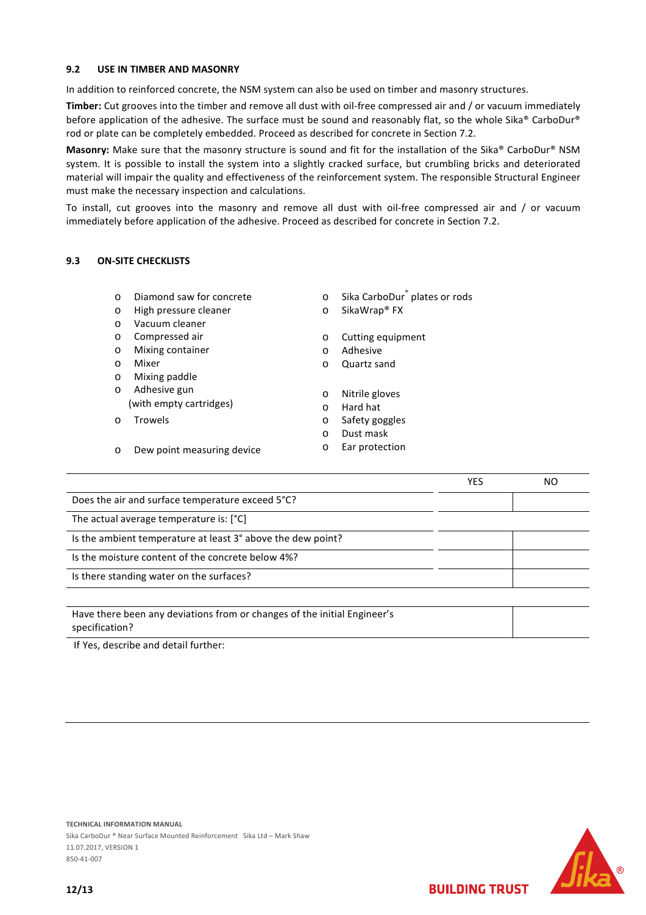### 9.2 USE IN TIMBER AND MASONRY

In addition to reinforced concrete, the NSM system can also be used on timber and masonry structures.

**Timber:** Cut grooves into the timber and remove all dust with oil-free compressed air and / or vacuum immediately before application of the adhesive. The surface must be sound and reasonably flat, so the whole Sika® CarboDur® rod or plate can be completely embedded. Proceed as described for concrete in Section 7.2.

**Masonry:** Make sure that the masonry structure is sound and fit for the installation of the Sika® CarboDur® NSM system. It is possible to install the system into a slightly cracked surface, but crumbling bricks and deteriorated material will impair the quality and effectiveness of the reinforcement system. The responsible Structural Engineer must make the necessary inspection and calculations.

To install, cut grooves into the masonry and remove all dust with oil-free compressed air and / or vacuum immediately before application of the adhesive. Proceed as described for concrete in Section 7.2.

### 9.3 ON-SITE CHECKLISTS

- o Diamond saw for concrete
- o High pressure cleaner
- o Vacuum cleaner
- o Compressed air
- o Mixing container
- o Mixer
- o Mixing paddle
- o Adhesive gun (with empty cartridges)
- o Trowels
- o Dew point measuring device

- o Sika CarboDur® plates or rods
- o SikaWrap® FX
- o Cutting equipment
- o Adhesive
- o Quartz sand
- o Nitrile gloves
- o Hard hat
- o Safety goggles
- o Dust mask
- o Ear protection

| | YES | NO |
|---|---|---|
| Does the air and surface temperature exceed 5°C? | | |
| The actual average temperature is: [°C] | | |
| Is the ambient temperature at least 3° above the dew point? | | |
| Is the moisture content of the concrete below 4%? | | |
| Is there standing water on the surfaces? | | |

| | |
|---|---|
| Have there been any deviations from or changes of the initial Engineer's specification? | |

If Yes, describe and detail further: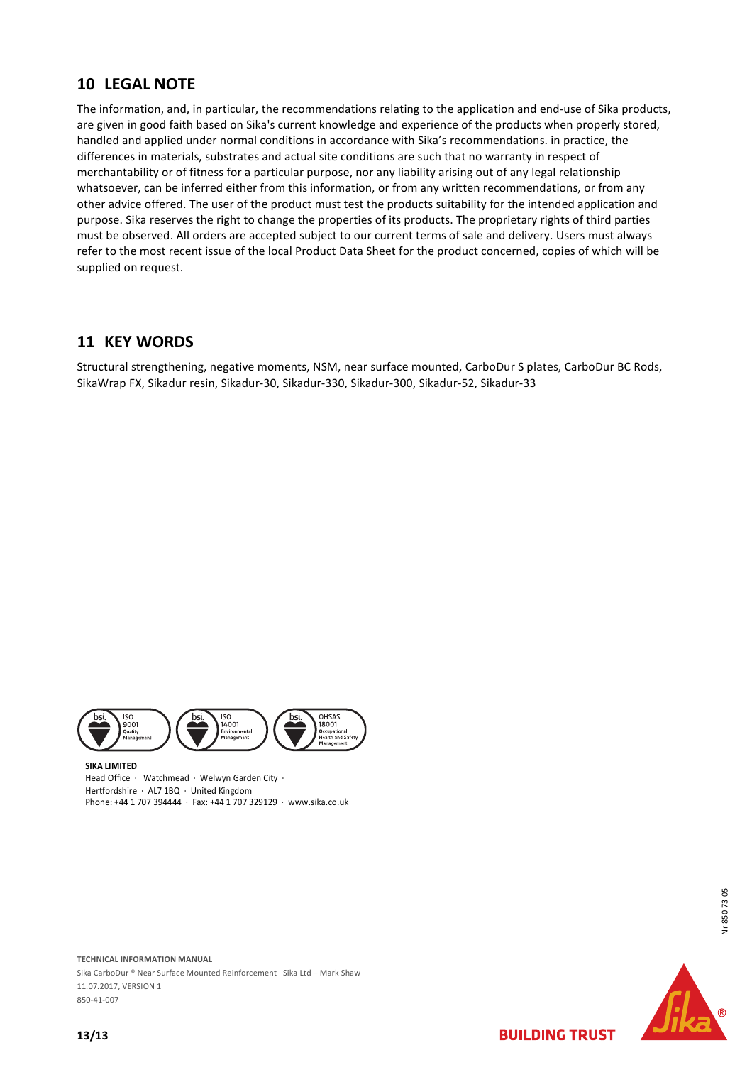## 10 LEGAL NOTE

The information, and, in particular, the recommendations relating to the application and end-use of Sika products, are given in good faith based on Sika's current knowledge and experience of the products when properly stored, handled and applied under normal conditions in accordance with Sika's recommendations. in practice, the differences in materials, substrates and actual site conditions are such that no warranty in respect of merchantability or of fitness for a particular purpose, nor any liability arising out of any legal relationship whatsoever, can be inferred either from this information, or from any written recommendations, or from any other advice offered. The user of the product must test the products suitability for the intended application and purpose. Sika reserves the right to change the properties of its products. The proprietary rights of third parties must be observed. All orders are accepted subject to our current terms of sale and delivery. Users must always refer to the most recent issue of the local Product Data Sheet for the product concerned, copies of which will be supplied on request.

## 11 KEY WORDS

Structural strengthening, negative moments, NSM, near surface mounted, CarboDur S plates, CarboDur BC Rods, SikaWrap FX, Sikadur resin, Sikadur-30, Sikadur-330, Sikadur-300, Sikadur-52, Sikadur-33

bsi. ISO 9001 Quality Management
bsi. ISO 14001 Environmental Management
bsi. OHSAS 18001 Occupational Health and Safety Management

**SIKA LIMITED**
Head Office · Watchmead · Welwyn Garden City ·
Hertfordshire · AL7 1BQ · United Kingdom
Phone: +44 1 707 394444 · Fax: +44 1 707 329129 · www.sika.co.uk

Nr 850 73 05

**TECHNICAL INFORMATION MANUAL**
Sika CarboDur ® Near Surface Mounted Reinforcement Sika Ltd – Mark Shaw
11.07.2017, VERSION 1
850-41-007

**BUILDING TRUST**